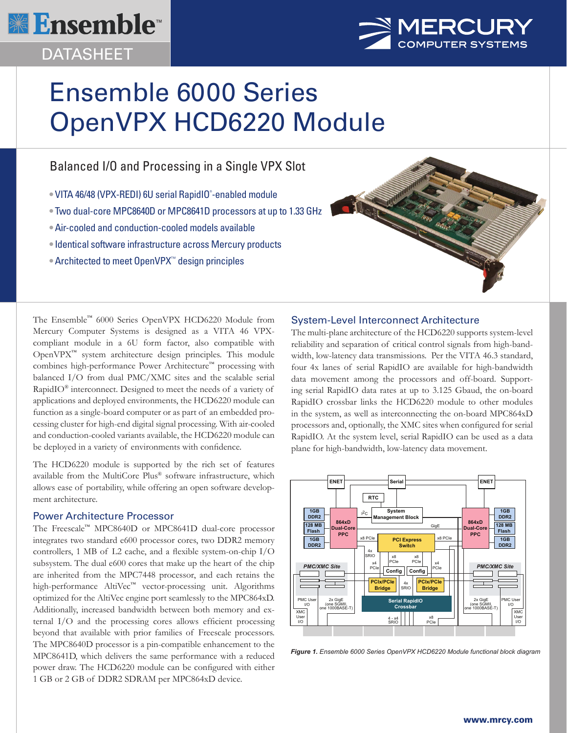Ensemble™

DATASHEET

# Ensemble 6000 Series OpenVPX HCD6220 Module

## Balanced I/O and Processing in a Single VPX Slot

- VITA 46/48 (VPX-REDI) 6U serial RapidIO®-enabled module
- Two dual-core MPC8640D or MPC8641D processors at up to 1.33 GHz
- Air-cooled and conduction-cooled models available
- Identical software infrastructure across Mercury products
- Architected to meet OpenVPX™ design principles

The Ensemble™ 6000 Series OpenVPX HCD6220 Module from Mercury Computer Systems is designed as a VITA 46 VPX-compliant module in a 6U form factor, also compatible with OpenVPX™ system architecture design principles. This module combines high-performance Power Architecture™ processing with balanced I/O from dual PMC/XMC sites and the scalable serial RapidIO® interconnect. Designed to meet the needs of a variety of applications and deployed environments, the HCD6220 module can function as a single-board computer or as part of an embedded processing cluster for high-end digital signal processing. With air-cooled and conduction-cooled variants available, the HCD6220 module can be deployed in a variety of environments with confidence.

The HCD6220 module is supported by the rich set of features available from the MultiCore Plus® software infrastructure, which allows ease of portability, while offering an open software development architecture.

### Power Architecture Processor

The Freescale™ MPC8640D or MPC8641D dual-core processor integrates two standard e600 processor cores, two DDR2 memory controllers, 1 MB of L2 cache, and a flexible system-on-chip I/O subsystem. The dual e600 cores that make up the heart of the chip are inherited from the MPC7448 processor, and each retains the high-performance AltiVec™ vector-processing unit. Algorithms optimized for the AltiVec engine port seamlessly to the MPC864xD. Additionally, increased bandwidth between both memory and external I/O and the processing cores allows efficient processing beyond that available with prior families of Freescale processors. The MPC8640D processor is a pin-compatible enhancement to the MPC8641D, which delivers the same performance with a reduced power draw. The HCD6220 module can be configured with either 1 GB or 2 GB of DDR2 SDRAM per MPC864xD device.

### System-Level Interconnect Architecture

The multi-plane architecture of the HCD6220 supports system-level reliability and separation of critical control signals from high-bandwidth, low-latency data transmissions. Per the VITA 46.3 standard, four 4x lanes of serial RapidIO are available for high-bandwidth data movement among the processors and off-board. Supporting serial RapidIO data rates at up to 3.125 Gbaud, the on-board RapidIO crossbar links the HCD6220 module to other modules in the system, as well as interconnecting the on-board MPC864xD processors and, optionally, the XMC sites when configured for serial RapidIO. At the system level, serial RapidIO can be used as a data plane for high-bandwidth, low-latency data movement.

*Figure 1. Ensemble 6000 Series OpenVPX HCD6220 Module functional block diagram*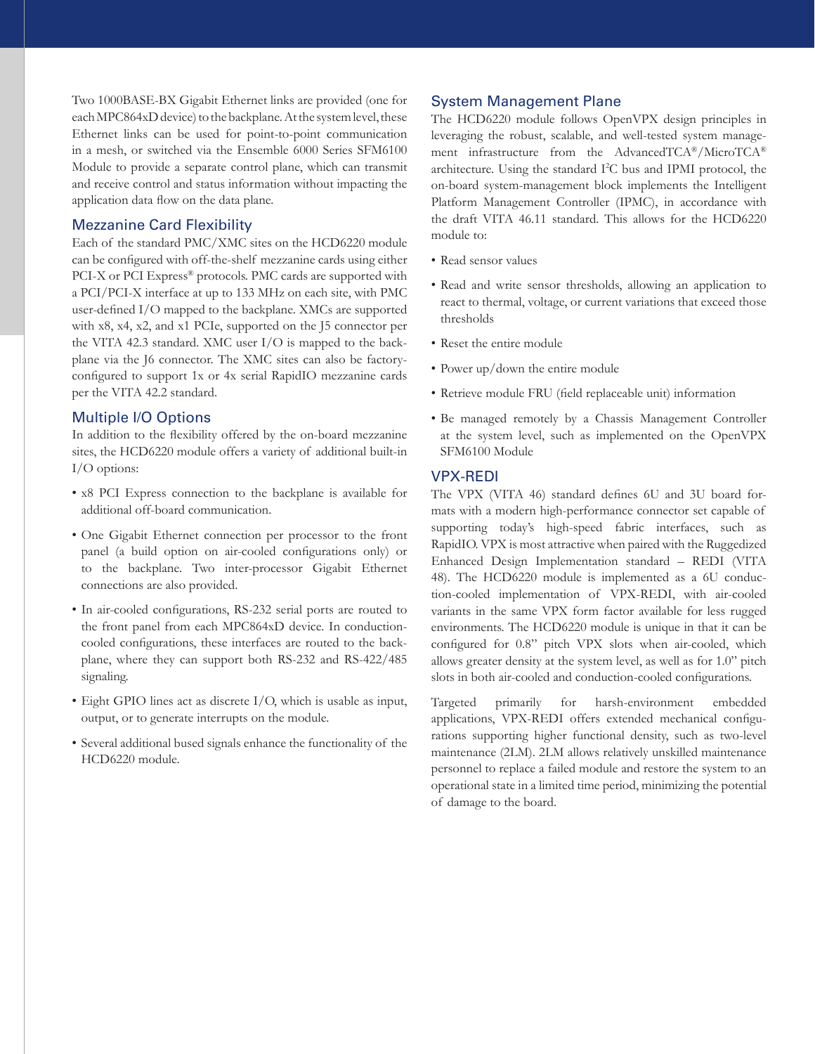Two 1000BASE-BX Gigabit Ethernet links are provided (one for each MPC864xD device) to the backplane. At the system level, these Ethernet links can be used for point-to-point communication in a mesh, or switched via the Ensemble 6000 Series SFM6100 Module to provide a separate control plane, which can transmit and receive control and status information without impacting the application data flow on the data plane.

## Mezzanine Card Flexibility

Each of the standard PMC/XMC sites on the HCD6220 module can be configured with off-the-shelf mezzanine cards using either PCI-X or PCI Express® protocols. PMC cards are supported with a PCI/PCI-X interface at up to 133 MHz on each site, with PMC user-defined I/O mapped to the backplane. XMCs are supported with x8, x4, x2, and x1 PCIe, supported on the J5 connector per the VITA 42.3 standard. XMC user I/O is mapped to the backplane via the J6 connector. The XMC sites can also be factory-configured to support 1x or 4x serial RapidIO mezzanine cards per the VITA 42.2 standard.

## Multiple I/O Options

In addition to the flexibility offered by the on-board mezzanine sites, the HCD6220 module offers a variety of additional built-in I/O options:

- x8 PCI Express connection to the backplane is available for additional off-board communication.
- One Gigabit Ethernet connection per processor to the front panel (a build option on air-cooled configurations only) or to the backplane. Two inter-processor Gigabit Ethernet connections are also provided.
- In air-cooled configurations, RS-232 serial ports are routed to the front panel from each MPC864xD device. In conduction-cooled configurations, these interfaces are routed to the backplane, where they can support both RS-232 and RS-422/485 signaling.
- Eight GPIO lines act as discrete I/O, which is usable as input, output, or to generate interrupts on the module.
- Several additional bused signals enhance the functionality of the HCD6220 module.

## System Management Plane

The HCD6220 module follows OpenVPX design principles in leveraging the robust, scalable, and well-tested system management infrastructure from the AdvancedTCA®/MicroTCA® architecture. Using the standard $I^2C$ bus and IPMI protocol, the on-board system-management block implements the Intelligent Platform Management Controller (IPMC), in accordance with the draft VITA 46.11 standard. This allows for the HCD6220 module to:

- Read sensor values
- Read and write sensor thresholds, allowing an application to react to thermal, voltage, or current variations that exceed those thresholds
- Reset the entire module
- Power up/down the entire module
- Retrieve module FRU (field replaceable unit) information
- Be managed remotely by a Chassis Management Controller at the system level, such as implemented on the OpenVPX SFM6100 Module

## VPX-REDI

The VPX (VITA 46) standard defines 6U and 3U board formats with a modern high-performance connector set capable of supporting today's high-speed fabric interfaces, such as RapidIO. VPX is most attractive when paired with the Ruggedized Enhanced Design Implementation standard – REDI (VITA 48). The HCD6220 module is implemented as a 6U conduction-cooled implementation of VPX-REDI, with air-cooled variants in the same VPX form factor available for less rugged environments. The HCD6220 module is unique in that it can be configured for 0.8" pitch VPX slots when air-cooled, which allows greater density at the system level, as well as for 1.0" pitch slots in both air-cooled and conduction-cooled configurations.

Targeted primarily for harsh-environment embedded applications, VPX-REDI offers extended mechanical configurations supporting higher functional density, such as two-level maintenance (2LM). 2LM allows relatively unskilled maintenance personnel to replace a failed module and restore the system to an operational state in a limited time period, minimizing the potential of damage to the board.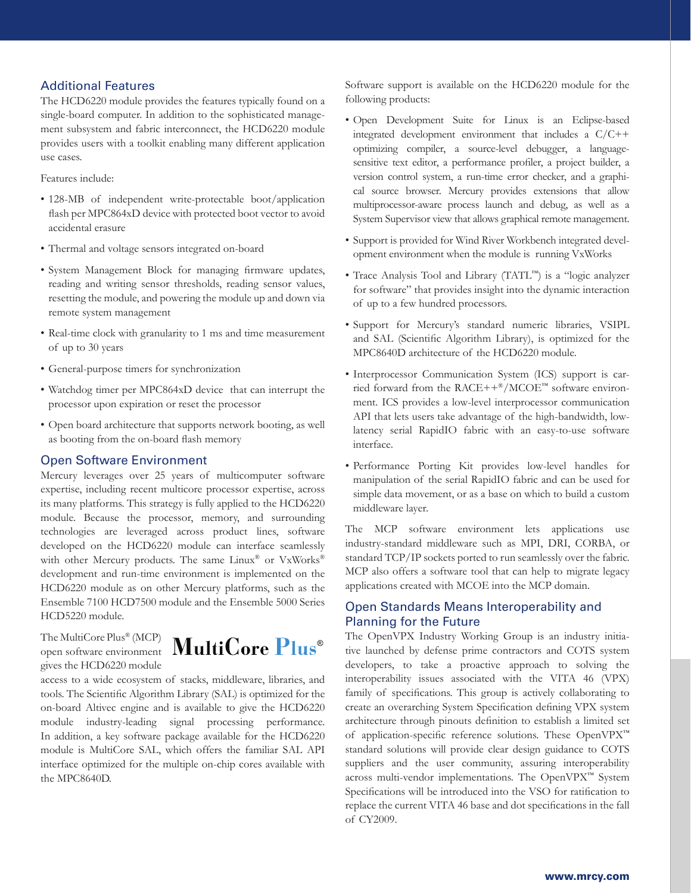## Additional Features

The HCD6220 module provides the features typically found on a single-board computer. In addition to the sophisticated management subsystem and fabric interconnect, the HCD6220 module provides users with a toolkit enabling many different application use cases.

Features include:

- 128-MB of independent write-protectable boot/application flash per MPC864xD device with protected boot vector to avoid accidental erasure
- Thermal and voltage sensors integrated on-board
- System Management Block for managing firmware updates, reading and writing sensor thresholds, reading sensor values, resetting the module, and powering the module up and down via remote system management
- Real-time clock with granularity to 1 ms and time measurement of up to 30 years
- General-purpose timers for synchronization
- Watchdog timer per MPC864xD device that can interrupt the processor upon expiration or reset the processor
- Open board architecture that supports network booting, as well as booting from the on-board flash memory

## Open Software Environment

Mercury leverages over 25 years of multicomputer software expertise, including recent multicore processor expertise, across its many platforms. This strategy is fully applied to the HCD6220 module. Because the processor, memory, and surrounding technologies are leveraged across product lines, software developed on the HCD6220 module can interface seamlessly with other Mercury products. The same Linux® or VxWorks® development and run-time environment is implemented on the HCD6220 module as on other Mercury platforms, such as the Ensemble 7100 HCD7500 module and the Ensemble 5000 Series HCD5220 module.

MultiCore Plus®

The MultiCore Plus® (MCP) open software environment gives the HCD6220 module access to a wide ecosystem of stacks, middleware, libraries, and tools. The Scientific Algorithm Library (SAL) is optimized for the on-board Altivec engine and is available to give the HCD6220 module industry-leading signal processing performance. In addition, a key software package available for the HCD6220 module is MultiCore SAL, which offers the familiar SAL API interface optimized for the multiple on-chip cores available with the MPC8640D.

Software support is available on the HCD6220 module for the following products:

- Open Development Suite for Linux is an Eclipse-based integrated development environment that includes a C/C++ optimizing compiler, a source-level debugger, a language-sensitive text editor, a performance profiler, a project builder, a version control system, a run-time error checker, and a graphical source browser. Mercury provides extensions that allow multiprocessor-aware process launch and debug, as well as a System Supervisor view that allows graphical remote management.
- Support is provided for Wind River Workbench integrated development environment when the module is running VxWorks
- Trace Analysis Tool and Library (TATL™) is a "logic analyzer for software" that provides insight into the dynamic interaction of up to a few hundred processors.
- Support for Mercury's standard numeric libraries, VSIPL and SAL (Scientific Algorithm Library), is optimized for the MPC8640D architecture of the HCD6220 module.
- Interprocessor Communication System (ICS) support is carried forward from the RACE++®/MCOE™ software environment. ICS provides a low-level interprocessor communication API that lets users take advantage of the high-bandwidth, low-latency serial RapidIO fabric with an easy-to-use software interface.
- Performance Porting Kit provides low-level handles for manipulation of the serial RapidIO fabric and can be used for simple data movement, or as a base on which to build a custom middleware layer.

The MCP software environment lets applications use industry-standard middleware such as MPI, DRI, CORBA, or standard TCP/IP sockets ported to run seamlessly over the fabric. MCP also offers a software tool that can help to migrate legacy applications created with MCOE into the MCP domain.

## Open Standards Means Interoperability and Planning for the Future

The OpenVPX Industry Working Group is an industry initiative launched by defense prime contractors and COTS system developers, to take a proactive approach to solving the interoperability issues associated with the VITA 46 (VPX) family of specifications. This group is actively collaborating to create an overarching System Specification defining VPX system architecture through pinouts definition to establish a limited set of application-specific reference solutions. These OpenVPX™ standard solutions will provide clear design guidance to COTS suppliers and the user community, assuring interoperability across multi-vendor implementations. The OpenVPX™ System Specifications will be introduced into the VSO for ratification to replace the current VITA 46 base and dot specifications in the fall of CY2009.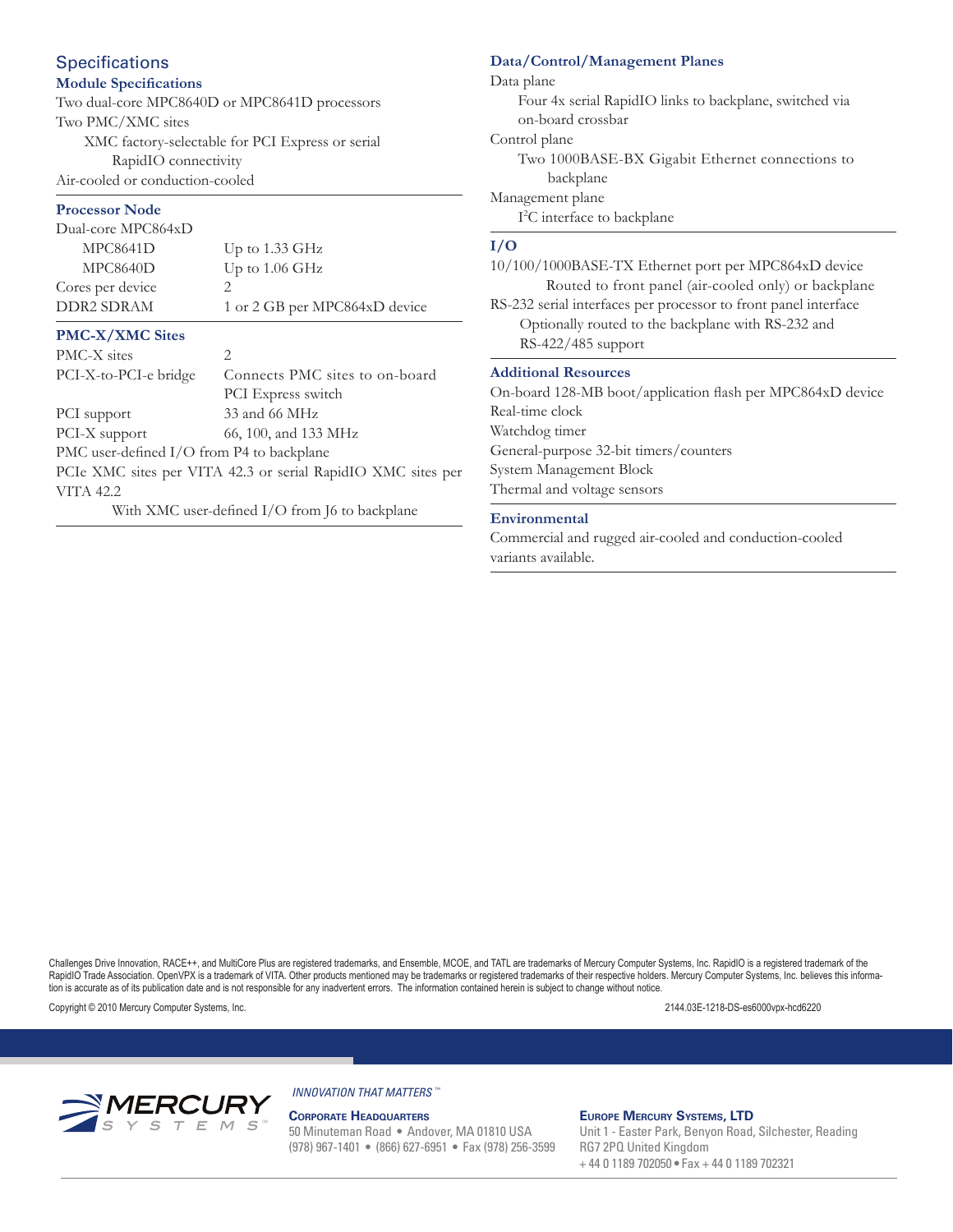## Specifications

### Module Specifications

Two dual-core MPC8640D or MPC8641D processors
Two PMC/XMC sites
XMC factory-selectable for PCI Express or serial RapidIO connectivity
Air-cooled or conduction-cooled

### Processor Node

| | |
|---|---|
| Dual-core MPC864xD | |
| MPC8641D | Up to 1.33 GHz |
| MPC8640D | Up to 1.06 GHz |
| Cores per device | 2 |
| DDR2 SDRAM | 1 or 2 GB per MPC864xD device |

### PMC-X/XMC Sites

| | |
|---|---|
| PMC-X sites | 2 |
| PCI-X-to-PCI-e bridge | Connects PMC sites to on-board PCI Express switch |
| PCI support | 33 and 66 MHz |
| PCI-X support | 66, 100, and 133 MHz |

PMC user-defined I/O from P4 to backplane
PCIe XMC sites per VITA 42.3 or serial RapidIO XMC sites per VITA 42.2
With XMC user-defined I/O from J6 to backplane

### Data/Control/Management Planes

Data plane
Four 4x serial RapidIO links to backplane, switched via on-board crossbar
Control plane
Two 1000BASE-BX Gigabit Ethernet connections to backplane
Management plane
I²C interface to backplane

### I/O

10/100/1000BASE-TX Ethernet port per MPC864xD device
Routed to front panel (air-cooled only) or backplane
RS-232 serial interfaces per processor to front panel interface
Optionally routed to the backplane with RS-232 and RS-422/485 support

### Additional Resources

On-board 128-MB boot/application flash per MPC864xD device
Real-time clock
Watchdog timer
General-purpose 32-bit timers/counters
System Management Block
Thermal and voltage sensors

### Environmental

Commercial and rugged air-cooled and conduction-cooled variants available.

Challenges Drive Innovation, RACE++, and MultiCore Plus are registered trademarks, and Ensemble, MCOE, and TATL are trademarks of Mercury Computer Systems, Inc. RapidIO is a registered trademark of the RapidIO Trade Association. OpenVPX is a trademark of VITA. Other products mentioned may be trademarks or registered trademarks of their respective holders. Mercury Computer Systems, Inc. believes this information is accurate as of its publication date and is not responsible for any inadvertent errors. The information contained herein is subject to change without notice.

Copyright © 2010 Mercury Computer Systems, Inc.

2144.03E-1218-DS-es6000vpx-hcd6220

MERCURY SYSTEMS™

*INNOVATION THAT MATTERS™*

**Corporate Headquarters**
50 Minuteman Road • Andover, MA 01810 USA
(978) 967-1401 • (866) 627-6951 • Fax (978) 256-3599

**Europe Mercury Systems, LTD**
Unit 1 - Easter Park, Benyon Road, Silchester, Reading
RG7 2PQ United Kingdom
+ 44 0 1189 702050 • Fax + 44 0 1189 702321